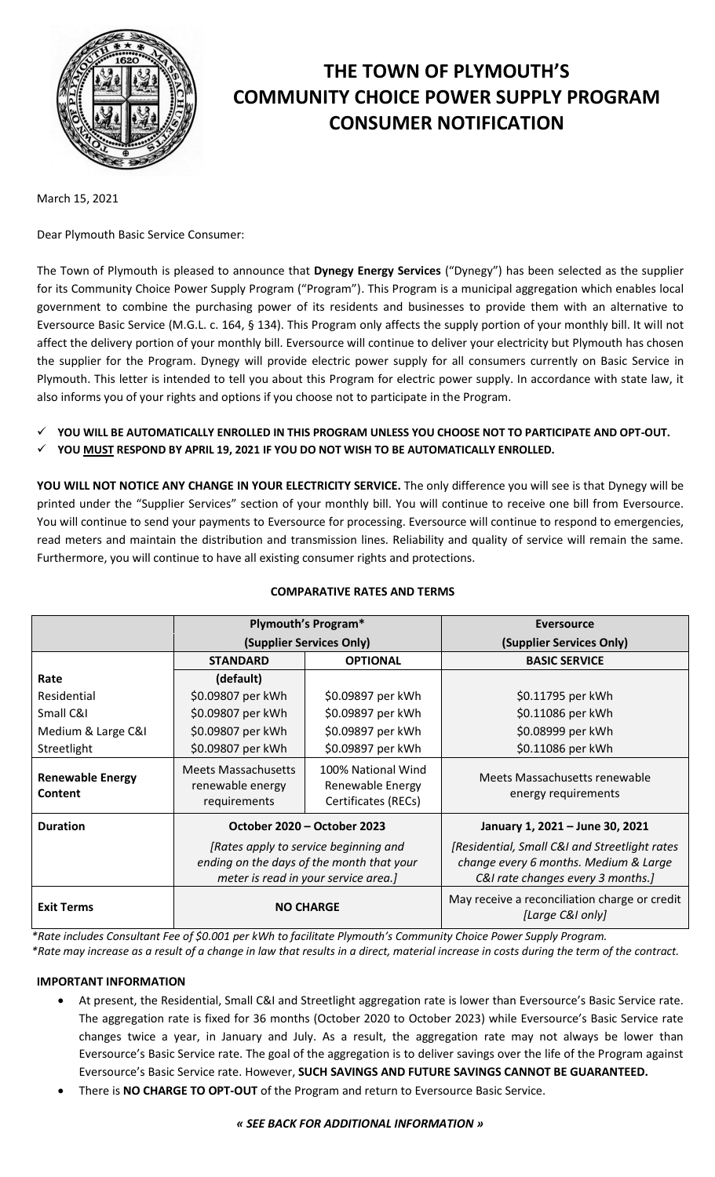# THE TOWN OF PLYMOUTH'S COMMUNITY CHOICE POWER SUPPLY PROGRAM CONSUMER NOTIFICATION

March 15, 2021

Dear Plymouth Basic Service Consumer:

The Town of Plymouth is pleased to announce that **Dynegy Energy Services** ("Dynegy") has been selected as the supplier for its Community Choice Power Supply Program ("Program"). This Program is a municipal aggregation which enables local government to combine the purchasing power of its residents and businesses to provide them with an alternative to Eversource Basic Service (M.G.L. c. 164, § 134). This Program only affects the supply portion of your monthly bill. It will not affect the delivery portion of your monthly bill. Eversource will continue to deliver your electricity but Plymouth has chosen the supplier for the Program. Dynegy will provide electric power supply for all consumers currently on Basic Service in Plymouth. This letter is intended to tell you about this Program for electric power supply. In accordance with state law, it also informs you of your rights and options if you choose not to participate in the Program.

- ✓ **YOU WILL BE AUTOMATICALLY ENROLLED IN THIS PROGRAM UNLESS YOU CHOOSE NOT TO PARTICIPATE AND OPT-OUT.**
- ✓ **YOU MUST RESPOND BY APRIL 19, 2021 IF YOU DO NOT WISH TO BE AUTOMATICALLY ENROLLED.**

**YOU WILL NOT NOTICE ANY CHANGE IN YOUR ELECTRICITY SERVICE.** The only difference you will see is that Dynegy will be printed under the "Supplier Services" section of your monthly bill. You will continue to receive one bill from Eversource. You will continue to send your payments to Eversource for processing. Eversource will continue to respond to emergencies, read meters and maintain the distribution and transmission lines. Reliability and quality of service will remain the same. Furthermore, you will continue to have all existing consumer rights and protections.

**COMPARATIVE RATES AND TERMS**

| | Plymouth's Program* (Supplier Services Only) | | Eversource (Supplier Services Only) |
|---|---|---|---|
| | **STANDARD** | **OPTIONAL** | **BASIC SERVICE** |
| **Rate** | (default) | | |
| Residential | $0.09807 per kWh | $0.09897 per kWh | $0.11795 per kWh |
| Small C&I | $0.09807 per kWh | $0.09897 per kWh | $0.11086 per kWh |
| Medium & Large C&I | $0.09807 per kWh | $0.09897 per kWh | $0.08999 per kWh |
| Streetlight | $0.09807 per kWh | $0.09897 per kWh | $0.11086 per kWh |
| **Renewable Energy Content** | Meets Massachusetts renewable energy requirements | 100% National Wind Renewable Energy Certificates (RECs) | Meets Massachusetts renewable energy requirements |
| **Duration** | October 2020 – October 2023 *[Rates apply to service beginning and ending on the days of the month that your meter is read in your service area.]* | | January 1, 2021 – June 30, 2021 *[Residential, Small C&I and Streetlight rates change every 6 months. Medium & Large C&I rate changes every 3 months.]* |
| **Exit Terms** | **NO CHARGE** | | May receive a reconciliation charge or credit *[Large C&I only]* |

*\*Rate includes Consultant Fee of $0.001 per kWh to facilitate Plymouth's Community Choice Power Supply Program.*
*\*Rate may increase as a result of a change in law that results in a direct, material increase in costs during the term of the contract.*

**IMPORTANT INFORMATION**

- At present, the Residential, Small C&I and Streetlight aggregation rate is lower than Eversource's Basic Service rate. The aggregation rate is fixed for 36 months (October 2020 to October 2023) while Eversource's Basic Service rate changes twice a year, in January and July. As a result, the aggregation rate may not always be lower than Eversource's Basic Service rate. The goal of the aggregation is to deliver savings over the life of the Program against Eversource's Basic Service rate. However, **SUCH SAVINGS AND FUTURE SAVINGS CANNOT BE GUARANTEED.**
- There is **NO CHARGE TO OPT-OUT** of the Program and return to Eversource Basic Service.

***« SEE BACK FOR ADDITIONAL INFORMATION »***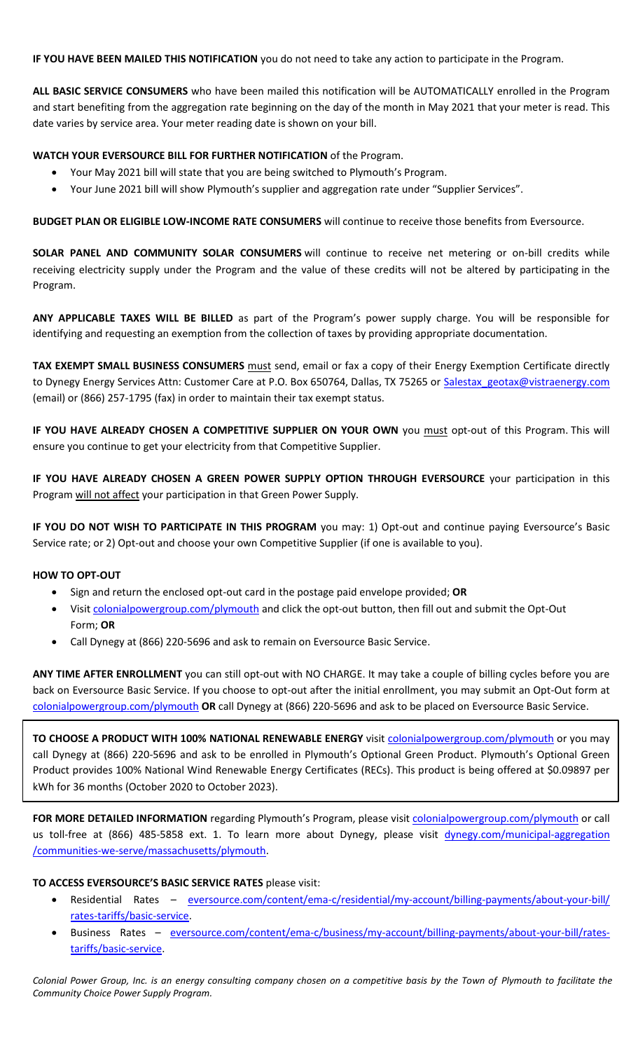**IF YOU HAVE BEEN MAILED THIS NOTIFICATION** you do not need to take any action to participate in the Program.

**ALL BASIC SERVICE CONSUMERS** who have been mailed this notification will be AUTOMATICALLY enrolled in the Program and start benefiting from the aggregation rate beginning on the day of the month in May 2021 that your meter is read. This date varies by service area. Your meter reading date is shown on your bill.

**WATCH YOUR EVERSOURCE BILL FOR FURTHER NOTIFICATION** of the Program.

- Your May 2021 bill will state that you are being switched to Plymouth's Program.
- Your June 2021 bill will show Plymouth's supplier and aggregation rate under "Supplier Services".

**BUDGET PLAN OR ELIGIBLE LOW-INCOME RATE CONSUMERS** will continue to receive those benefits from Eversource.

**SOLAR PANEL AND COMMUNITY SOLAR CONSUMERS** will continue to receive net metering or on-bill credits while receiving electricity supply under the Program and the value of these credits will not be altered by participating in the Program.

**ANY APPLICABLE TAXES WILL BE BILLED** as part of the Program's power supply charge. You will be responsible for identifying and requesting an exemption from the collection of taxes by providing appropriate documentation.

**TAX EXEMPT SMALL BUSINESS CONSUMERS** must send, email or fax a copy of their Energy Exemption Certificate directly to Dynegy Energy Services Attn: Customer Care at P.O. Box 650764, Dallas, TX 75265 or Salestax_geotax@vistraenergy.com (email) or (866) 257-1795 (fax) in order to maintain their tax exempt status.

**IF YOU HAVE ALREADY CHOSEN A COMPETITIVE SUPPLIER ON YOUR OWN** you must opt-out of this Program. This will ensure you continue to get your electricity from that Competitive Supplier.

**IF YOU HAVE ALREADY CHOSEN A GREEN POWER SUPPLY OPTION THROUGH EVERSOURCE** your participation in this Program will not affect your participation in that Green Power Supply.

**IF YOU DO NOT WISH TO PARTICIPATE IN THIS PROGRAM** you may: 1) Opt-out and continue paying Eversource's Basic Service rate; or 2) Opt-out and choose your own Competitive Supplier (if one is available to you).

**HOW TO OPT-OUT**

- Sign and return the enclosed opt-out card in the postage paid envelope provided; **OR**
- Visit colonialpowergroup.com/plymouth and click the opt-out button, then fill out and submit the Opt-Out Form; **OR**
- Call Dynegy at (866) 220-5696 and ask to remain on Eversource Basic Service.

**ANY TIME AFTER ENROLLMENT** you can still opt-out with NO CHARGE. It may take a couple of billing cycles before you are back on Eversource Basic Service. If you choose to opt-out after the initial enrollment, you may submit an Opt-Out form at colonialpowergroup.com/plymouth **OR** call Dynegy at (866) 220-5696 and ask to be placed on Eversource Basic Service.

**TO CHOOSE A PRODUCT WITH 100% NATIONAL RENEWABLE ENERGY** visit colonialpowergroup.com/plymouth or you may call Dynegy at (866) 220-5696 and ask to be enrolled in Plymouth's Optional Green Product. Plymouth's Optional Green Product provides 100% National Wind Renewable Energy Certificates (RECs). This product is being offered at $0.09897 per kWh for 36 months (October 2020 to October 2023).

**FOR MORE DETAILED INFORMATION** regarding Plymouth's Program, please visit colonialpowergroup.com/plymouth or call us toll-free at (866) 485-5858 ext. 1. To learn more about Dynegy, please visit dynegy.com/municipal-aggregation/communities-we-serve/massachusetts/plymouth.

**TO ACCESS EVERSOURCE'S BASIC SERVICE RATES** please visit:

- Residential Rates – eversource.com/content/ema-c/residential/my-account/billing-payments/about-your-bill/rates-tariffs/basic-service.
- Business Rates – eversource.com/content/ema-c/business/my-account/billing-payments/about-your-bill/rates-tariffs/basic-service.

*Colonial Power Group, Inc. is an energy consulting company chosen on a competitive basis by the Town of Plymouth to facilitate the Community Choice Power Supply Program.*